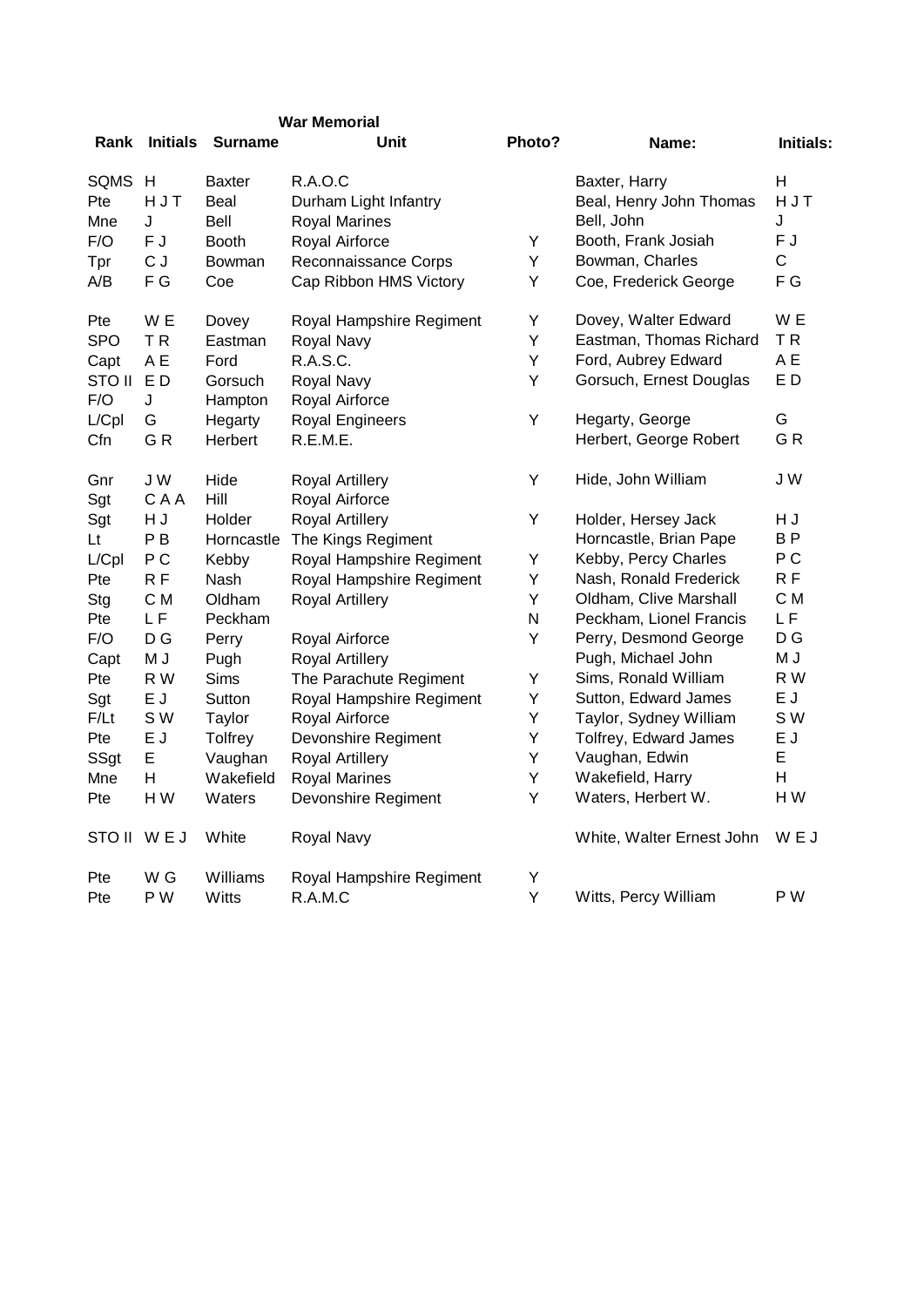## War Memorial

| Rank | Initials | Surname | Unit | Photo? | Name: | Initials: |
|---|---|---|---|---|---|---|
| SQMS | H | Baxter | R.A.O.C | | Baxter, Harry | H |
| Pte | H J T | Beal | Durham Light Infantry | | Beal, Henry John Thomas | H J T |
| Mne | J | Bell | Royal Marines | | Bell, John | J |
| F/O | F J | Booth | Royal Airforce | Y | Booth, Frank Josiah | F J |
| Tpr | C J | Bowman | Reconnaissance Corps | Y | Bowman, Charles | C |
| A/B | F G | Coe | Cap Ribbon HMS Victory | Y | Coe, Frederick George | F G |
| Pte | W E | Dovey | Royal Hampshire Regiment | Y | Dovey, Walter Edward | W E |
| SPO | T R | Eastman | Royal Navy | Y | Eastman, Thomas Richard | T R |
| Capt | A E | Ford | R.A.S.C. | Y | Ford, Aubrey Edward | A E |
| STO II | E D | Gorsuch | Royal Navy | Y | Gorsuch, Ernest Douglas | E D |
| F/O | J | Hampton | Royal Airforce | | | |
| L/Cpl | G | Hegarty | Royal Engineers | Y | Hegarty, George | G |
| Cfn | G R | Herbert | R.E.M.E. | | Herbert, George Robert | G R |
| Gnr | J W | Hide | Royal Artillery | Y | Hide, John William | J W |
| Sgt | C A A | Hill | Royal Airforce | | | |
| Sgt | H J | Holder | Royal Artillery | Y | Holder, Hersey Jack | H J |
| Lt | P B | Horncastle | The Kings Regiment | | Horncastle, Brian Pape | B P |
| L/Cpl | P C | Kebby | Royal Hampshire Regiment | Y | Kebby, Percy Charles | P C |
| Pte | R F | Nash | Royal Hampshire Regiment | Y | Nash, Ronald Frederick | R F |
| Stg | C M | Oldham | Royal Artillery | Y | Oldham, Clive Marshall | C M |
| Pte | L F | Peckham | | N | Peckham, Lionel Francis | L F |
| F/O | D G | Perry | Royal Airforce | Y | Perry, Desmond George | D G |
| Capt | M J | Pugh | Royal Artillery | | Pugh, Michael John | M J |
| Pte | R W | Sims | The Parachute Regiment | Y | Sims, Ronald William | R W |
| Sgt | E J | Sutton | Royal Hampshire Regiment | Y | Sutton, Edward James | E J |
| F/Lt | S W | Taylor | Royal Airforce | Y | Taylor, Sydney William | S W |
| Pte | E J | Tolfrey | Devonshire Regiment | Y | Tolfrey, Edward James | E J |
| SSgt | E | Vaughan | Royal Artillery | Y | Vaughan, Edwin | E |
| Mne | H | Wakefield | Royal Marines | Y | Wakefield, Harry | H |
| Pte | H W | Waters | Devonshire Regiment | Y | Waters, Herbert W. | H W |
| STO II | W E J | White | Royal Navy | | White, Walter Ernest John | W E J |
| Pte | W G | Williams | Royal Hampshire Regiment | Y | | |
| Pte | P W | Witts | R.A.M.C | Y | Witts, Percy William | P W |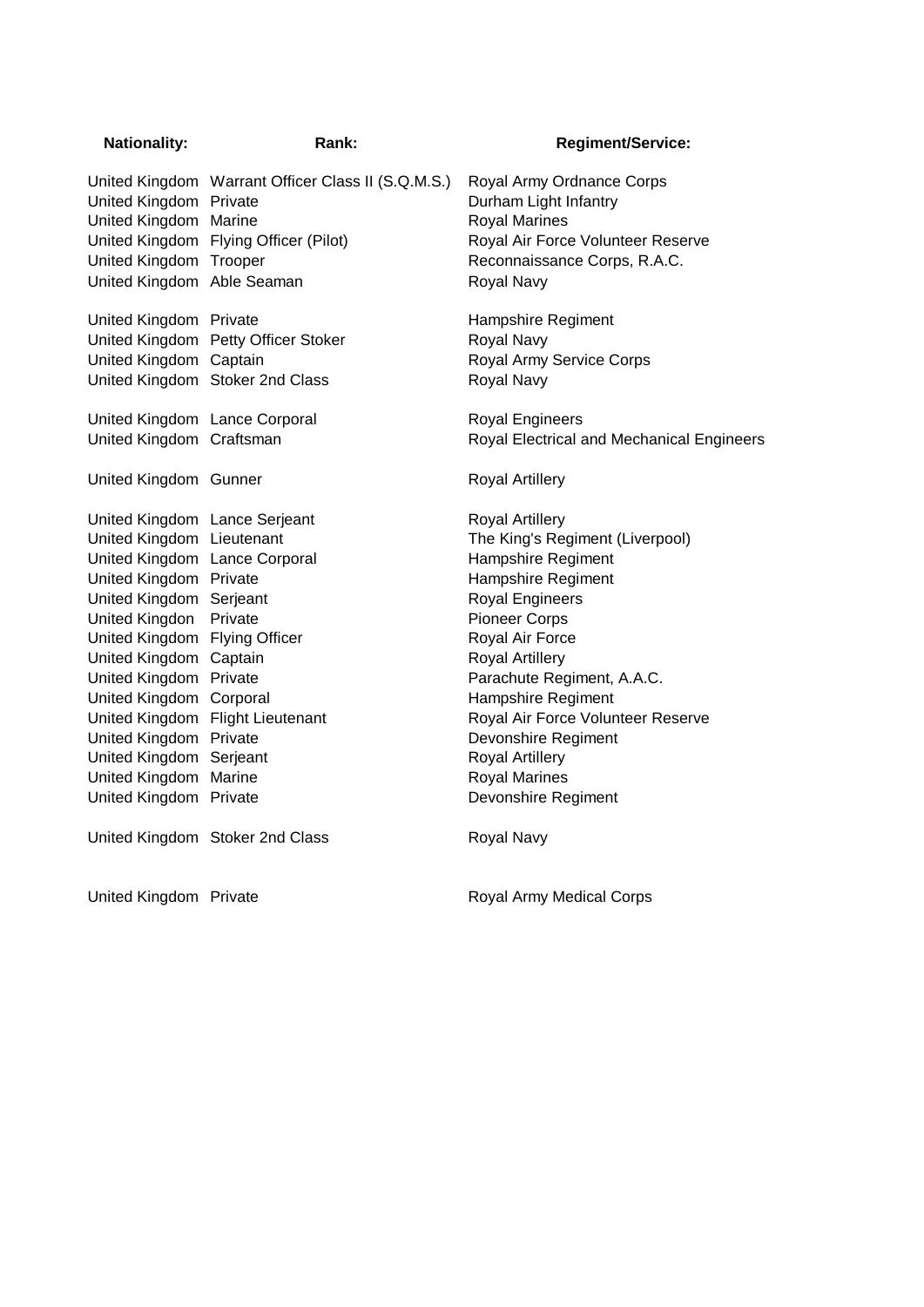| Nationality: | Rank: | Regiment/Service: |
| --- | --- | --- |
| United Kingdom | Warrant Officer Class II (S.Q.M.S.) | Royal Army Ordnance Corps |
| United Kingdom | Private | Durham Light Infantry |
| United Kingdom | Marine | Royal Marines |
| United Kingdom | Flying Officer (Pilot) | Royal Air Force Volunteer Reserve |
| United Kingdom | Trooper | Reconnaissance Corps, R.A.C. |
| United Kingdom | Able Seaman | Royal Navy |
| United Kingdom | Private | Hampshire Regiment |
| United Kingdom | Petty Officer Stoker | Royal Navy |
| United Kingdom | Captain | Royal Army Service Corps |
| United Kingdom | Stoker 2nd Class | Royal Navy |
| United Kingdom | Lance Corporal | Royal Engineers |
| United Kingdom | Craftsman | Royal Electrical and Mechanical Engineers |
| United Kingdom | Gunner | Royal Artillery |
| United Kingdom | Lance Serjeant | Royal Artillery |
| United Kingdom | Lieutenant | The King's Regiment (Liverpool) |
| United Kingdom | Lance Corporal | Hampshire Regiment |
| United Kingdom | Private | Hampshire Regiment |
| United Kingdom | Serjeant | Royal Engineers |
| United Kingdon | Private | Pioneer Corps |
| United Kingdom | Flying Officer | Royal Air Force |
| United Kingdom | Captain | Royal Artillery |
| United Kingdom | Private | Parachute Regiment, A.A.C. |
| United Kingdom | Corporal | Hampshire Regiment |
| United Kingdom | Flight Lieutenant | Royal Air Force Volunteer Reserve |
| United Kingdom | Private | Devonshire Regiment |
| United Kingdom | Serjeant | Royal Artillery |
| United Kingdom | Marine | Royal Marines |
| United Kingdom | Private | Devonshire Regiment |
| United Kingdom | Stoker 2nd Class | Royal Navy |
| United Kingdom | Private | Royal Army Medical Corps |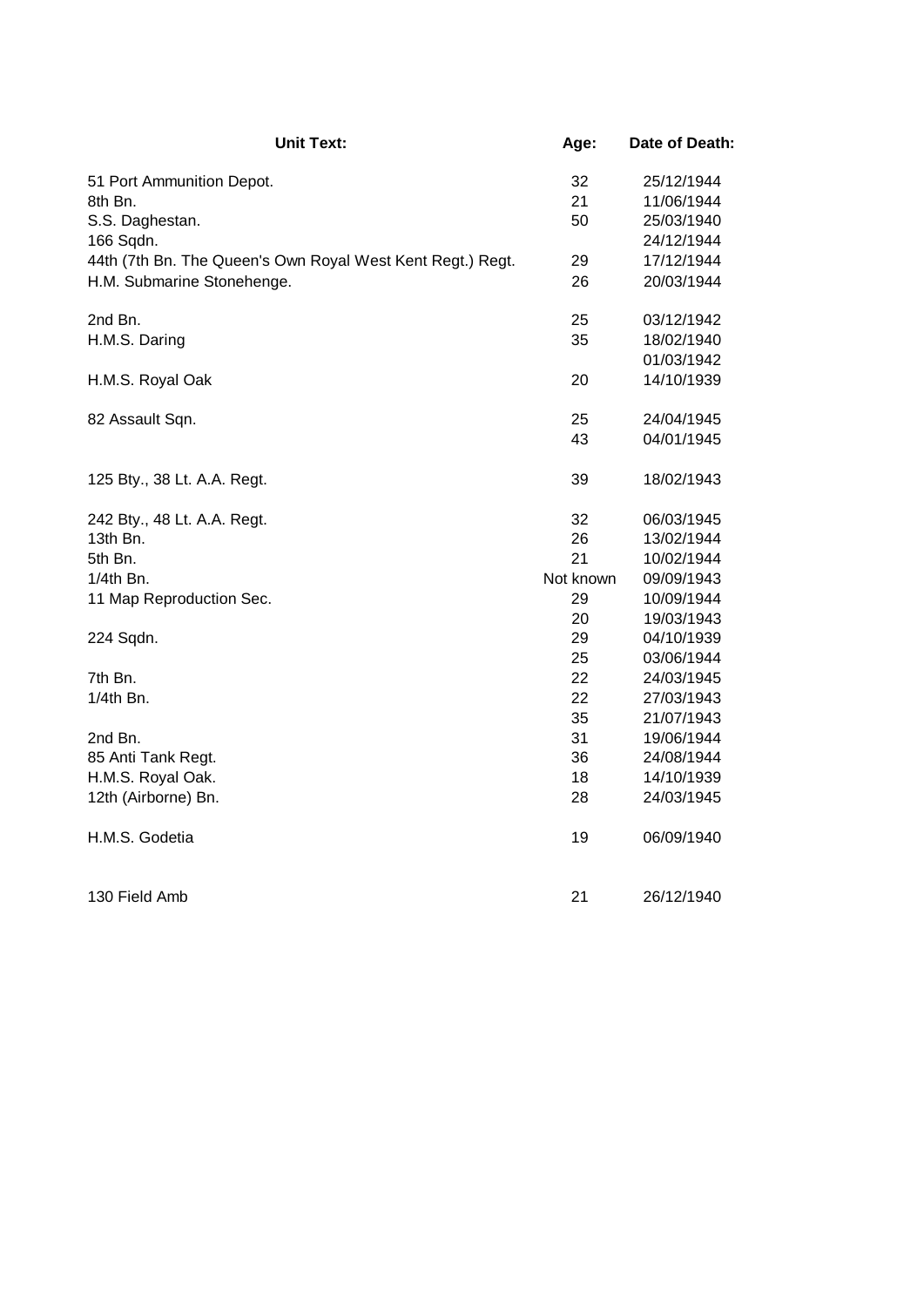| Unit Text: | Age: | Date of Death: |
|---|---|---|
| 51 Port Ammunition Depot. | 32 | 25/12/1944 |
| 8th Bn. | 21 | 11/06/1944 |
| S.S. Daghestan. | 50 | 25/03/1940 |
| 166 Sqdn. | | 24/12/1944 |
| 44th (7th Bn. The Queen's Own Royal West Kent Regt.) Regt. | 29 | 17/12/1944 |
| H.M. Submarine Stonehenge. | 26 | 20/03/1944 |
| 2nd Bn. | 25 | 03/12/1942 |
| H.M.S. Daring | 35 | 18/02/1940 |
| | | 01/03/1942 |
| H.M.S. Royal Oak | 20 | 14/10/1939 |
| 82 Assault Sqn. | 25 | 24/04/1945 |
| | 43 | 04/01/1945 |
| 125 Bty., 38 Lt. A.A. Regt. | 39 | 18/02/1943 |
| 242 Bty., 48 Lt. A.A. Regt. | 32 | 06/03/1945 |
| 13th Bn. | 26 | 13/02/1944 |
| 5th Bn. | 21 | 10/02/1944 |
| 1/4th Bn. | Not known | 09/09/1943 |
| 11 Map Reproduction Sec. | 29 | 10/09/1944 |
| | 20 | 19/03/1943 |
| 224 Sqdn. | 29 | 04/10/1939 |
| | 25 | 03/06/1944 |
| 7th Bn. | 22 | 24/03/1945 |
| 1/4th Bn. | 22 | 27/03/1943 |
| | 35 | 21/07/1943 |
| 2nd Bn. | 31 | 19/06/1944 |
| 85 Anti Tank Regt. | 36 | 24/08/1944 |
| H.M.S. Royal Oak. | 18 | 14/10/1939 |
| 12th (Airborne) Bn. | 28 | 24/03/1945 |
| H.M.S. Godetia | 19 | 06/09/1940 |
| 130 Field Amb | 21 | 26/12/1940 |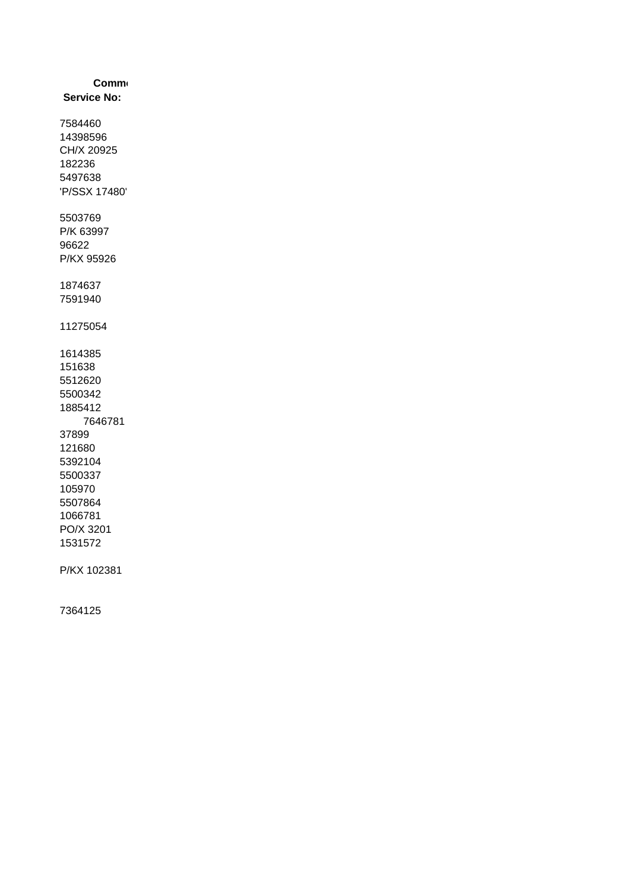**Comm**

**Service No:**

7584460
14398596
CH/X 20925
182236
5497638
'P/SSX 17480'

5503769
P/K 63997
96622
P/KX 95926

1874637
7591940

11275054

1614385
151638
5512620
5500342
1885412
7646781
37899
121680
5392104
5500337
105970
5507864
1066781
PO/X 3201
1531572

P/KX 102381

7364125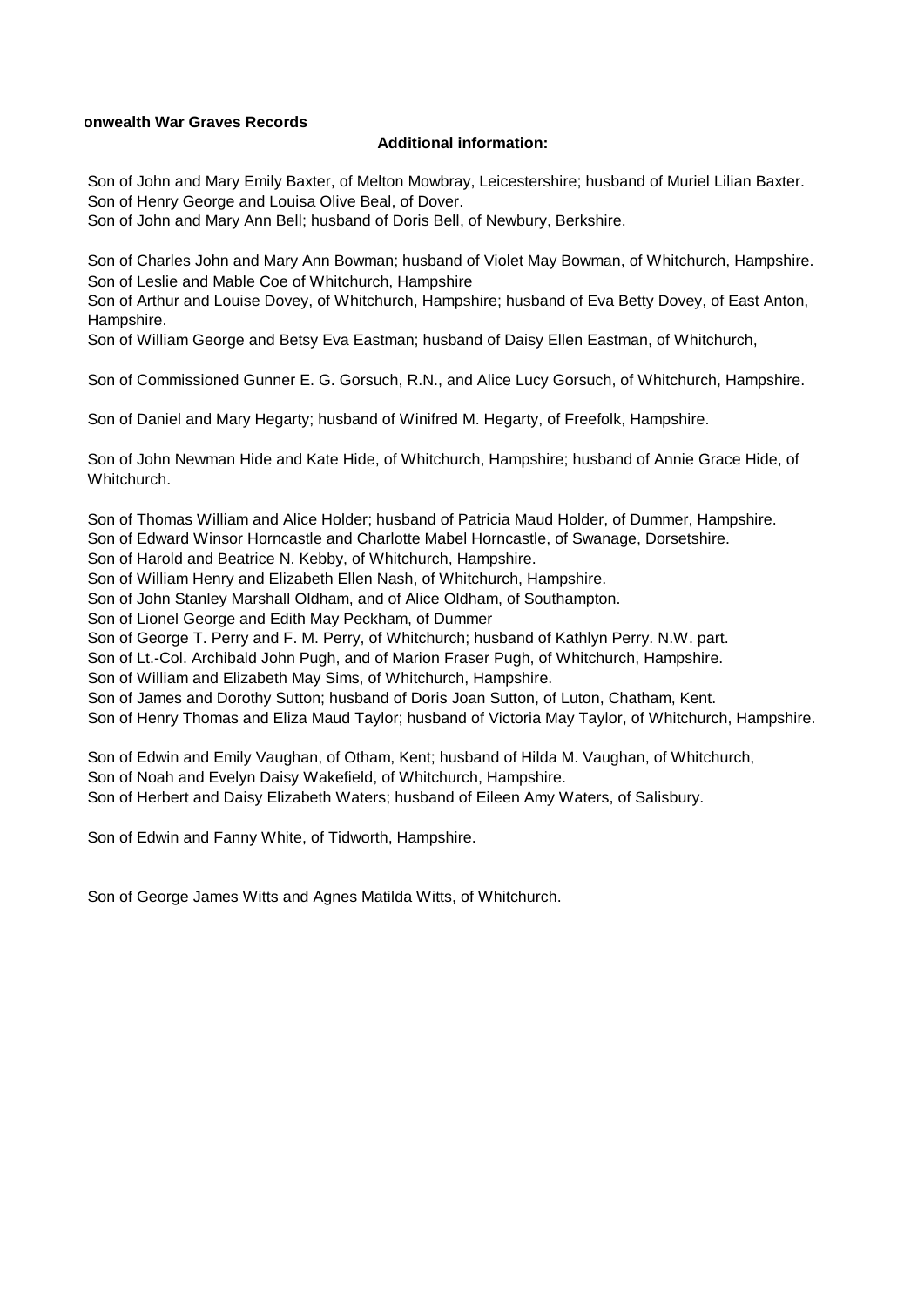onwealth War Graves Records

**Additional information:**

Son of John and Mary Emily Baxter, of Melton Mowbray, Leicestershire; husband of Muriel Lilian Baxter.
Son of Henry George and Louisa Olive Beal, of Dover.
Son of John and Mary Ann Bell; husband of Doris Bell, of Newbury, Berkshire.

Son of Charles John and Mary Ann Bowman; husband of Violet May Bowman, of Whitchurch, Hampshire.
Son of Leslie and Mable Coe of Whitchurch, Hampshire
Son of Arthur and Louise Dovey, of Whitchurch, Hampshire; husband of Eva Betty Dovey, of East Anton, Hampshire.
Son of William George and Betsy Eva Eastman; husband of Daisy Ellen Eastman, of Whitchurch,

Son of Commissioned Gunner E. G. Gorsuch, R.N., and Alice Lucy Gorsuch, of Whitchurch, Hampshire.

Son of Daniel and Mary Hegarty; husband of Winifred M. Hegarty, of Freefolk, Hampshire.

Son of John Newman Hide and Kate Hide, of Whitchurch, Hampshire; husband of Annie Grace Hide, of Whitchurch.

Son of Thomas William and Alice Holder; husband of Patricia Maud Holder, of Dummer, Hampshire.
Son of Edward Winsor Horncastle and Charlotte Mabel Horncastle, of Swanage, Dorsetshire.
Son of Harold and Beatrice N. Kebby, of Whitchurch, Hampshire.
Son of William Henry and Elizabeth Ellen Nash, of Whitchurch, Hampshire.
Son of John Stanley Marshall Oldham, and of Alice Oldham, of Southampton.
Son of Lionel George and Edith May Peckham, of Dummer
Son of George T. Perry and F. M. Perry, of Whitchurch; husband of Kathlyn Perry. N.W. part.
Son of Lt.-Col. Archibald John Pugh, and of Marion Fraser Pugh, of Whitchurch, Hampshire.
Son of William and Elizabeth May Sims, of Whitchurch, Hampshire.
Son of James and Dorothy Sutton; husband of Doris Joan Sutton, of Luton, Chatham, Kent.
Son of Henry Thomas and Eliza Maud Taylor; husband of Victoria May Taylor, of Whitchurch, Hampshire.

Son of Edwin and Emily Vaughan, of Otham, Kent; husband of Hilda M. Vaughan, of Whitchurch,
Son of Noah and Evelyn Daisy Wakefield, of Whitchurch, Hampshire.
Son of Herbert and Daisy Elizabeth Waters; husband of Eileen Amy Waters, of Salisbury.

Son of Edwin and Fanny White, of Tidworth, Hampshire.

Son of George James Witts and Agnes Matilda Witts, of Whitchurch.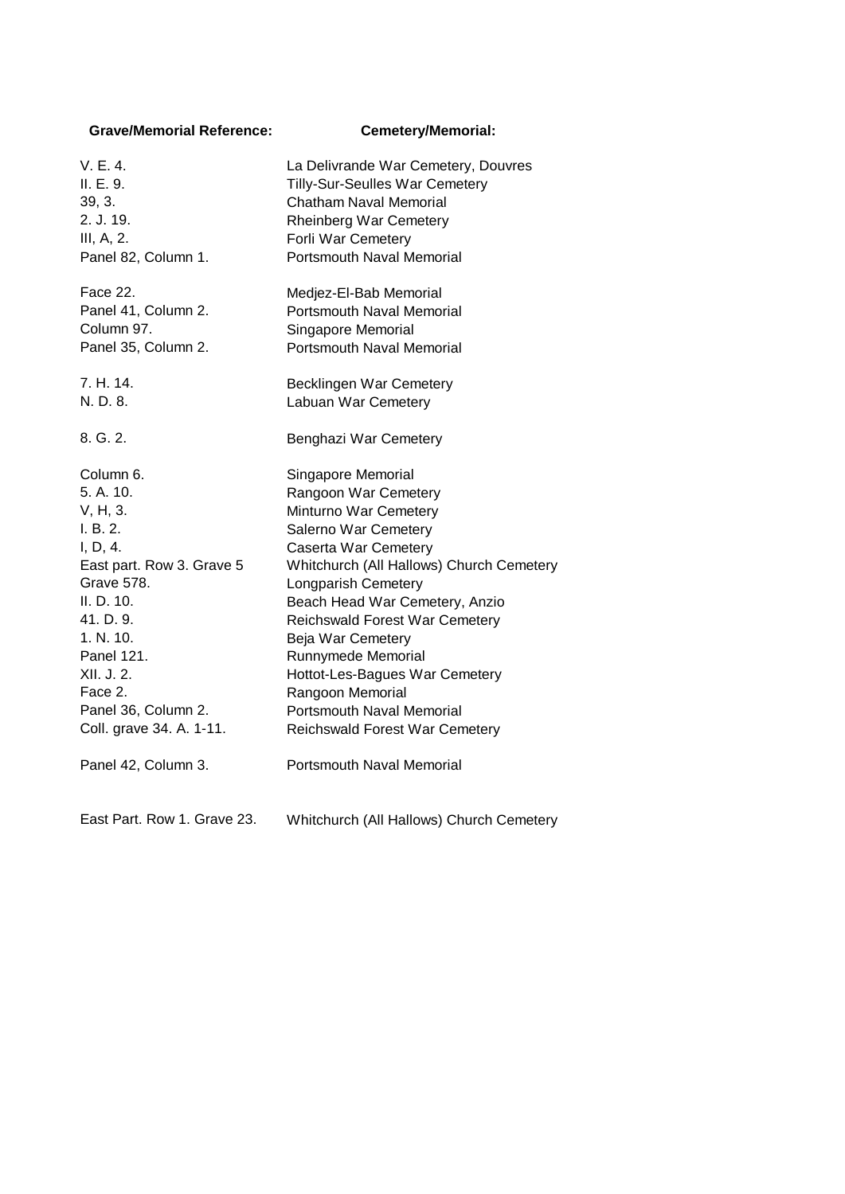| Grave/Memorial Reference: | Cemetery/Memorial: |
|---|---|
| V. E. 4. | La Delivrande War Cemetery, Douvres |
| II. E. 9. | Tilly-Sur-Seulles War Cemetery |
| 39, 3. | Chatham Naval Memorial |
| 2. J. 19. | Rheinberg War Cemetery |
| III, A, 2. | Forli War Cemetery |
| Panel 82, Column 1. | Portsmouth Naval Memorial |
| | |
| Face 22. | Medjez-El-Bab Memorial |
| Panel 41, Column 2. | Portsmouth Naval Memorial |
| Column 97. | Singapore Memorial |
| Panel 35, Column 2. | Portsmouth Naval Memorial |
| | |
| 7. H. 14. | Becklingen War Cemetery |
| N. D. 8. | Labuan War Cemetery |
| | |
| 8. G. 2. | Benghazi War Cemetery |
| | |
| Column 6. | Singapore Memorial |
| 5. A. 10. | Rangoon War Cemetery |
| V, H, 3. | Minturno War Cemetery |
| I. B. 2. | Salerno War Cemetery |
| I, D, 4. | Caserta War Cemetery |
| East part. Row 3. Grave 5 | Whitchurch (All Hallows) Church Cemetery |
| Grave 578. | Longparish Cemetery |
| II. D. 10. | Beach Head War Cemetery, Anzio |
| 41. D. 9. | Reichswald Forest War Cemetery |
| 1. N. 10. | Beja War Cemetery |
| Panel 121. | Runnymede Memorial |
| XII. J. 2. | Hottot-Les-Bagues War Cemetery |
| Face 2. | Rangoon Memorial |
| Panel 36, Column 2. | Portsmouth Naval Memorial |
| Coll. grave 34. A. 1-11. | Reichswald Forest War Cemetery |
| | |
| Panel 42, Column 3. | Portsmouth Naval Memorial |
| | |
| East Part. Row 1. Grave 23. | Whitchurch (All Hallows) Church Cemetery |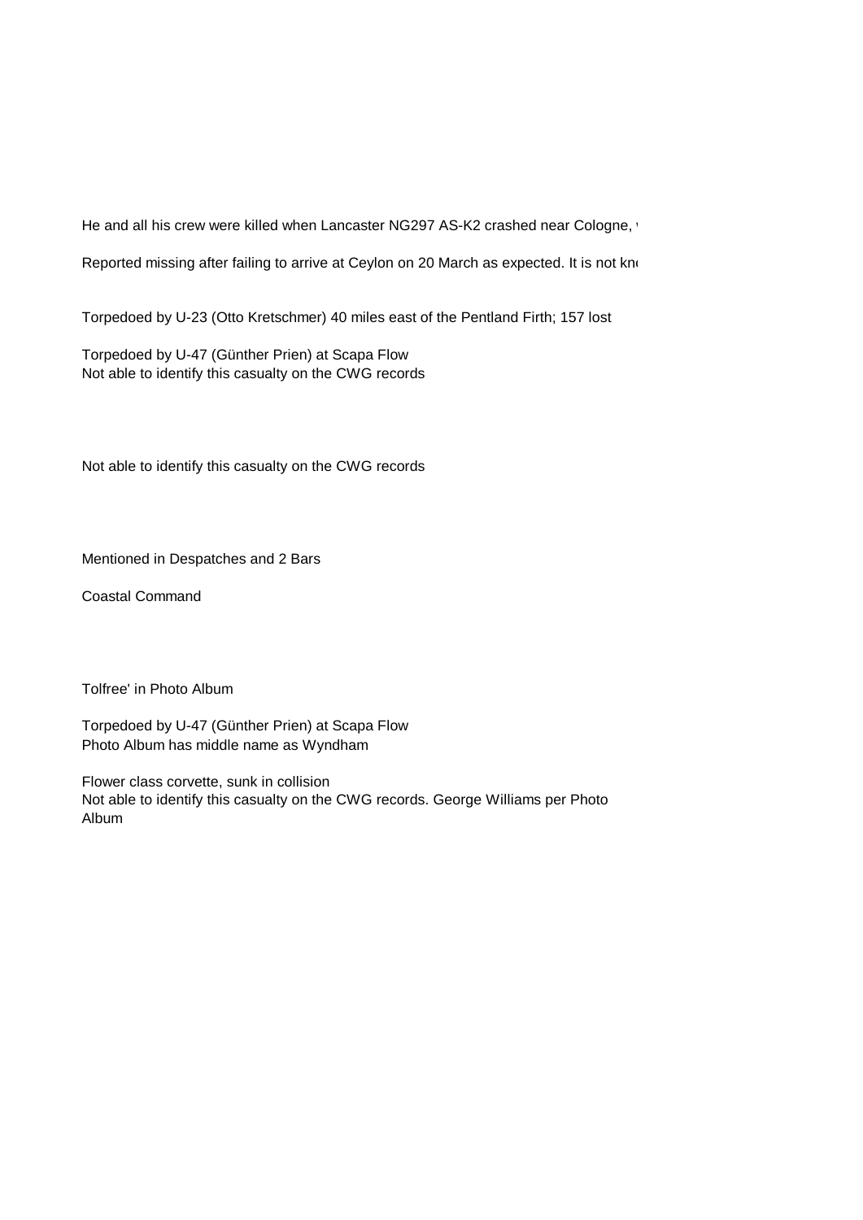He and all his crew were killed when Lancaster NG297 AS-K2 crashed near Cologne, v

Reported missing after failing to arrive at Ceylon on 20 March as expected. It is not kn

Torpedoed by U-23 (Otto Kretschmer) 40 miles east of the Pentland Firth; 157 lost

Torpedoed by U-47 (Günther Prien) at Scapa Flow
Not able to identify this casualty on the CWG records

Not able to identify this casualty on the CWG records

Mentioned in Despatches and 2 Bars

Coastal Command

Tolfree' in Photo Album

Torpedoed by U-47 (Günther Prien) at Scapa Flow
Photo Album has middle name as Wyndham

Flower class corvette, sunk in collision
Not able to identify this casualty on the CWG records. George Williams per Photo Album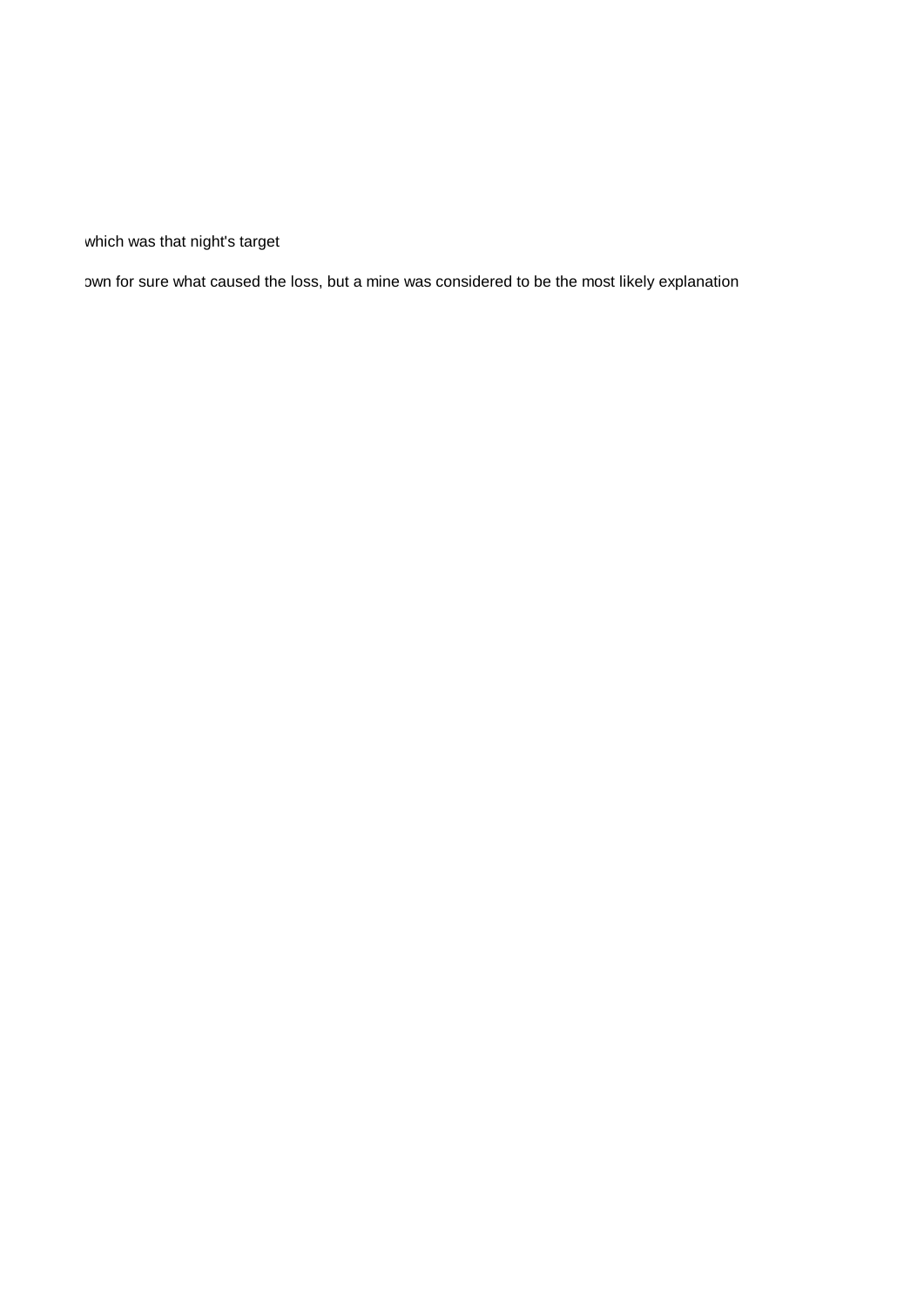which was that night's target

own for sure what caused the loss, but a mine was considered to be the most likely explanation